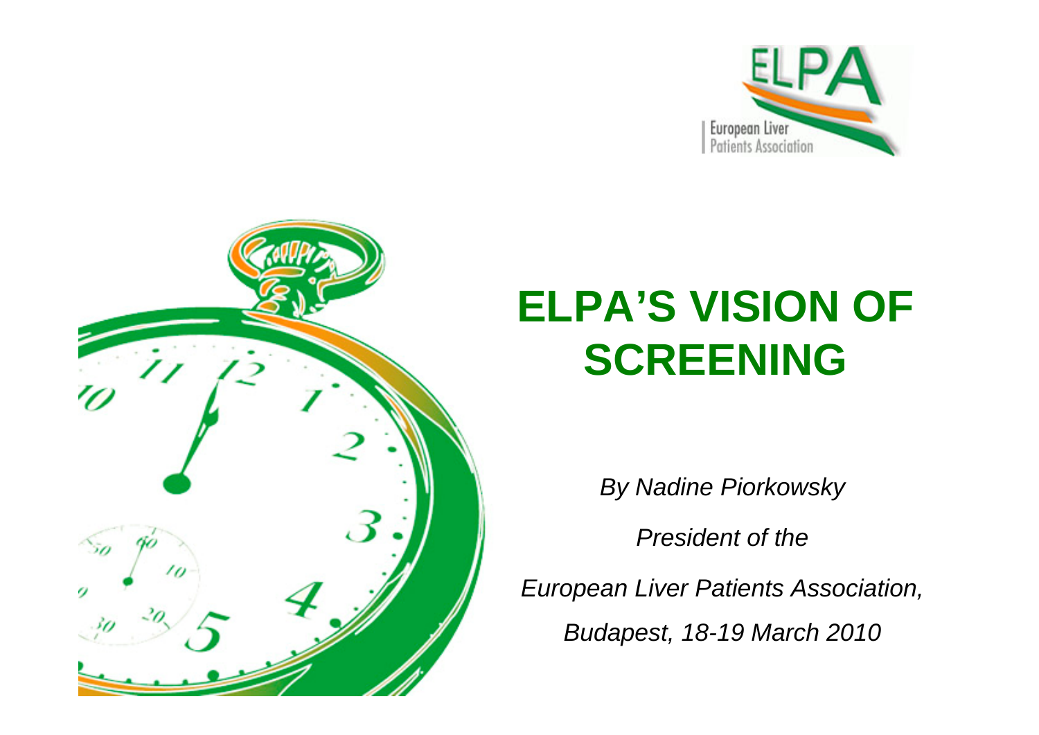ELPA

European Liver Patients Association

# ELPA'S VISION OF SCREENING

*By Nadine Piorkowsky*

*President of the*

*European Liver Patients Association,*

*Budapest, 18-19 March 2010*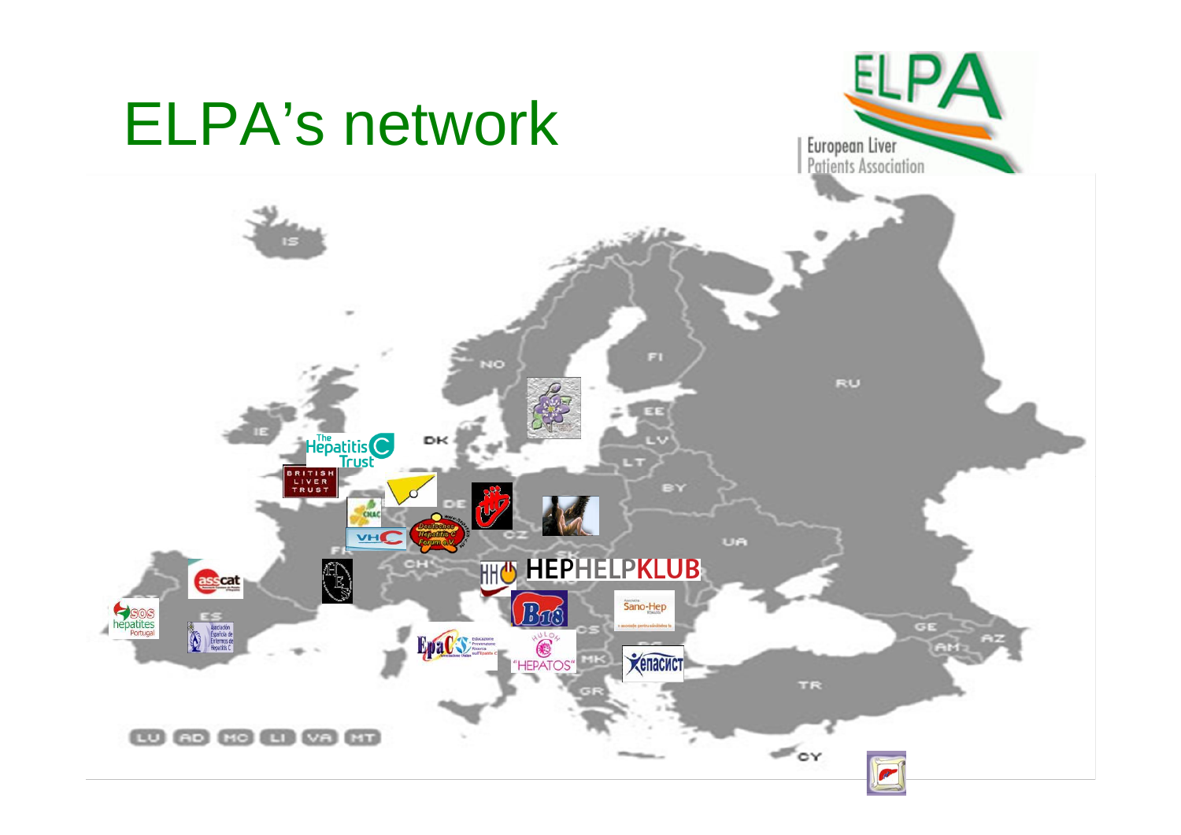# ELPA's network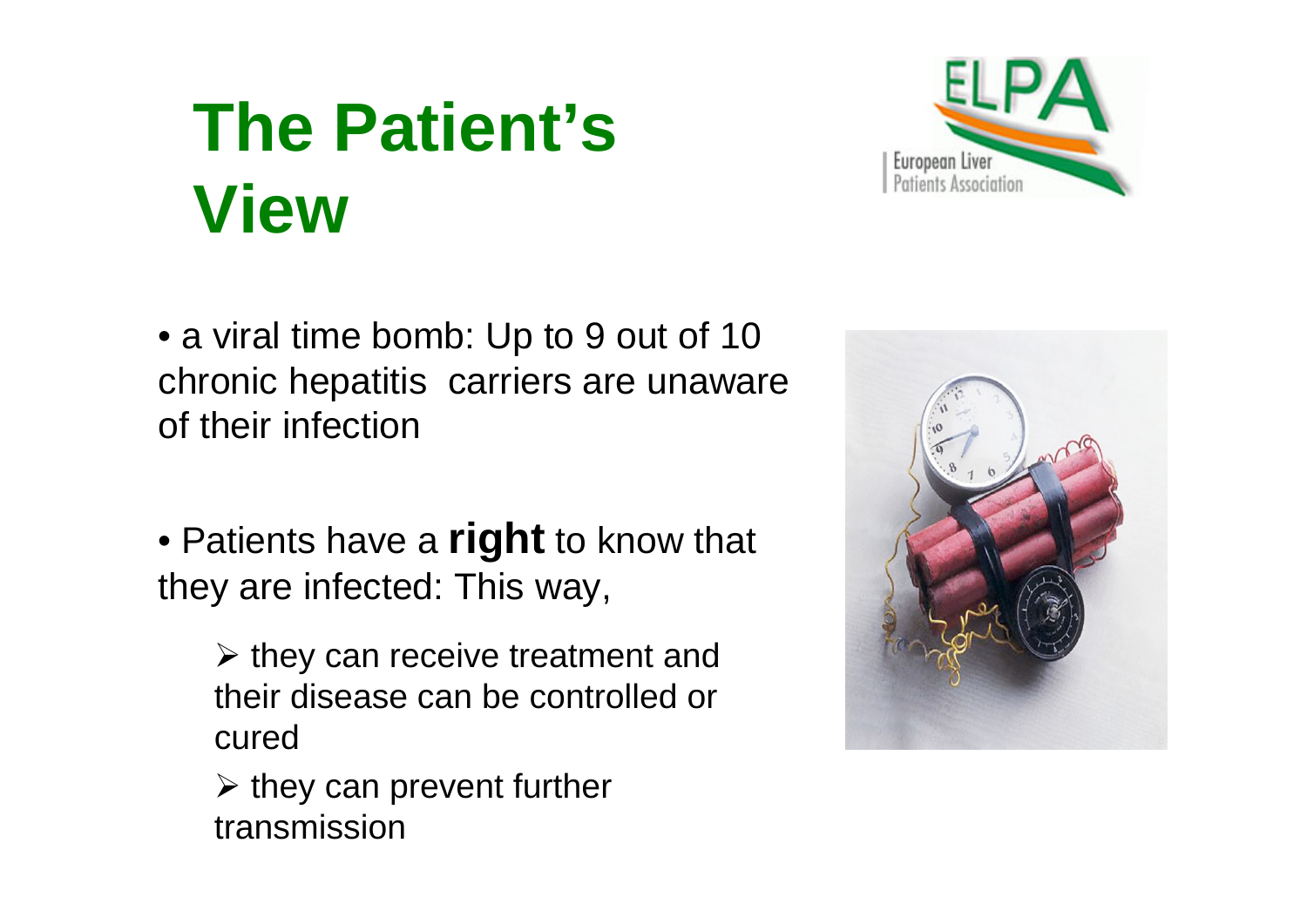# The Patient's View

- a viral time bomb: Up to 9 out of 10 chronic hepatitis carriers are unaware of their infection

- Patients have a **right** to know that they are infected: This way,
  - they can receive treatment and their disease can be controlled or cured
  - they can prevent further transmission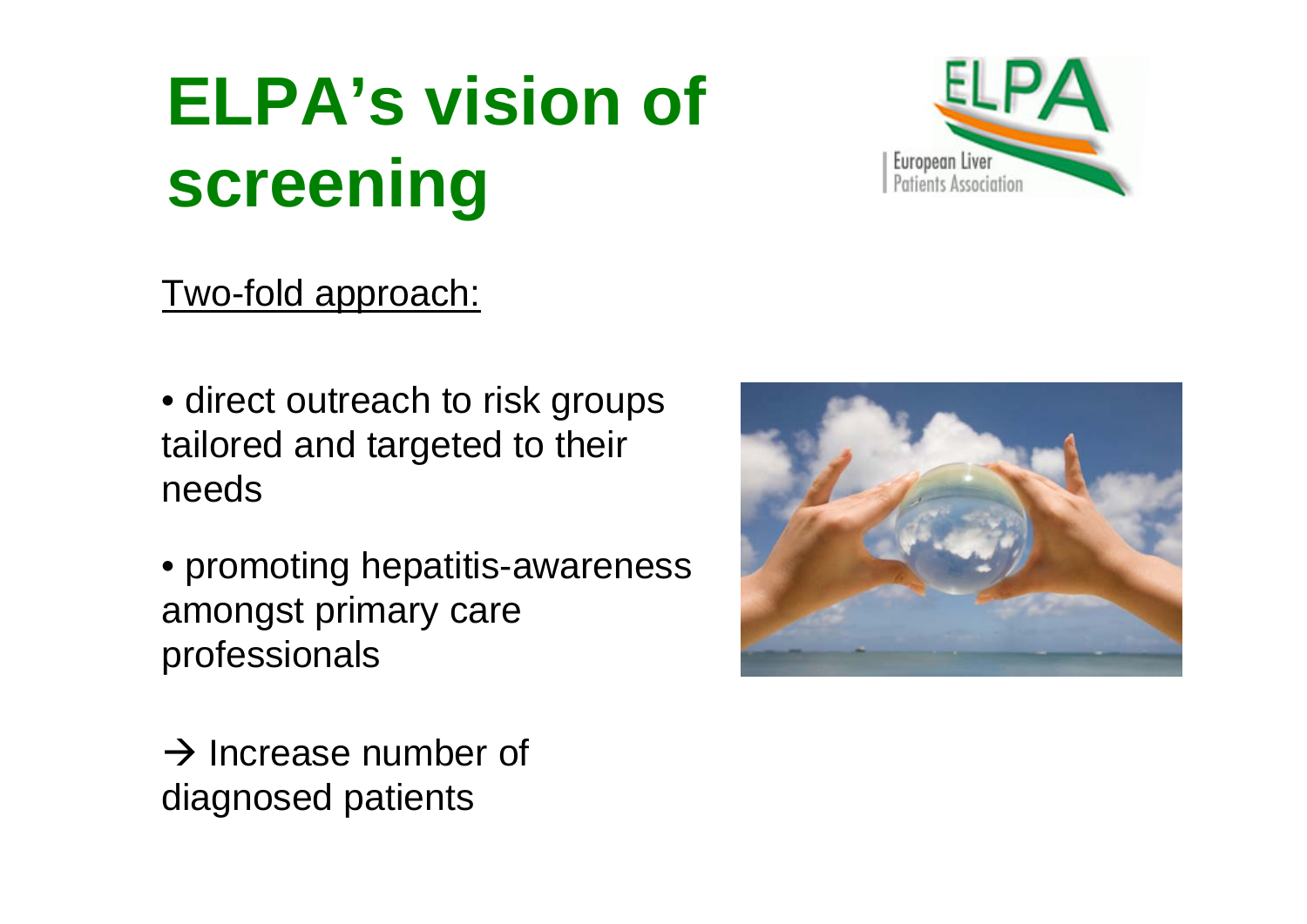# ELPA's vision of screening

Two-fold approach:

- direct outreach to risk groups tailored and targeted to their needs
- promoting hepatitis-awareness amongst primary care professionals

→ Increase number of diagnosed patients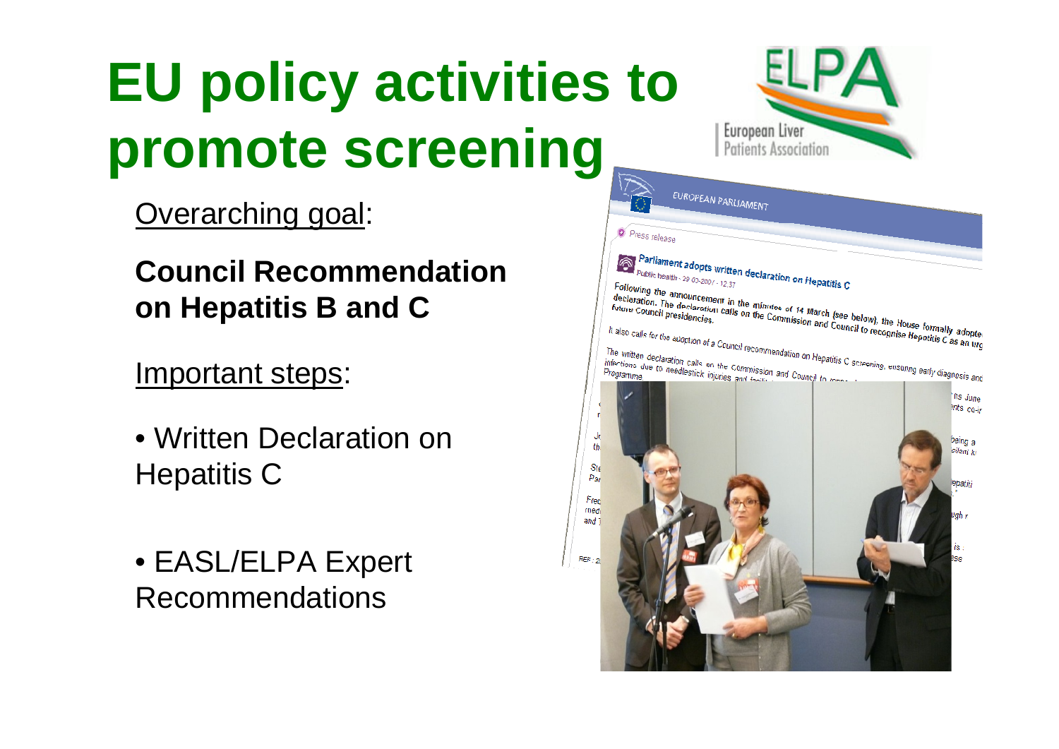# EU policy activities to promote screening

Overarching goal:

**Council Recommendation on Hepatitis B and C**

Important steps:

- Written Declaration on Hepatitis C
- EASL/ELPA Expert Recommendations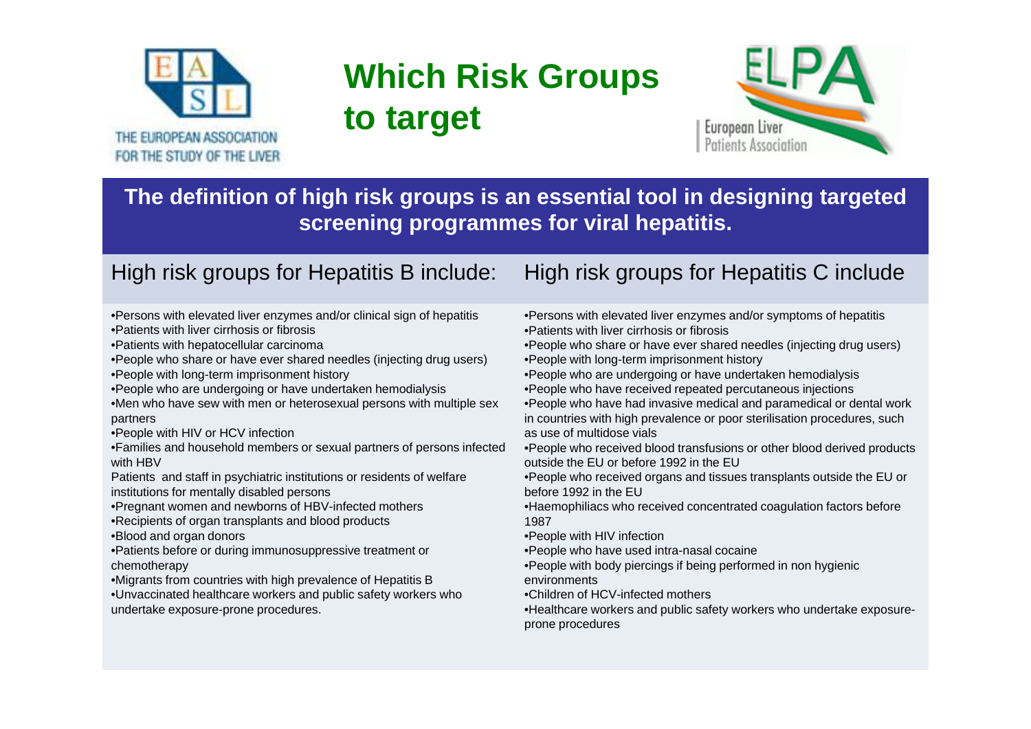THE EUROPEAN ASSOCIATION FOR THE STUDY OF THE LIVER

# Which Risk Groups to target

European Liver Patients Association

**The definition of high risk groups is an essential tool in designing targeted screening programmes for viral hepatitis.**

## High risk groups for Hepatitis B include:

- Persons with elevated liver enzymes and/or clinical sign of hepatitis
- Patients with liver cirrhosis or fibrosis
- Patients with hepatocellular carcinoma
- People who share or have ever shared needles (injecting drug users)
- People with long-term imprisonment history
- People who are undergoing or have undertaken hemodialysis
- Men who have sew with men or heterosexual persons with multiple sex partners
- People with HIV or HCV infection
- Families and household members or sexual partners of persons infected with HBV

Patients and staff in psychiatric institutions or residents of welfare institutions for mentally disabled persons

- Pregnant women and newborns of HBV-infected mothers
- Recipients of organ transplants and blood products
- Blood and organ donors
- Patients before or during immunosuppressive treatment or chemotherapy
- Migrants from countries with high prevalence of Hepatitis B
- Unvaccinated healthcare workers and public safety workers who undertake exposure-prone procedures.

## High risk groups for Hepatitis C include

- Persons with elevated liver enzymes and/or symptoms of hepatitis
- Patients with liver cirrhosis or fibrosis
- People who share or have ever shared needles (injecting drug users)
- People with long-term imprisonment history
- People who are undergoing or have undertaken hemodialysis
- People who have received repeated percutaneous injections
- People who have had invasive medical and paramedical or dental work in countries with high prevalence or poor sterilisation procedures, such as use of multidose vials
- People who received blood transfusions or other blood derived products outside the EU or before 1992 in the EU
- People who received organs and tissues transplants outside the EU or before 1992 in the EU
- Haemophiliacs who received concentrated coagulation factors before 1987
- People with HIV infection
- People who have used intra-nasal cocaine
- People with body piercings if being performed in non hygienic environments
- Children of HCV-infected mothers
- Healthcare workers and public safety workers who undertake exposure-prone procedures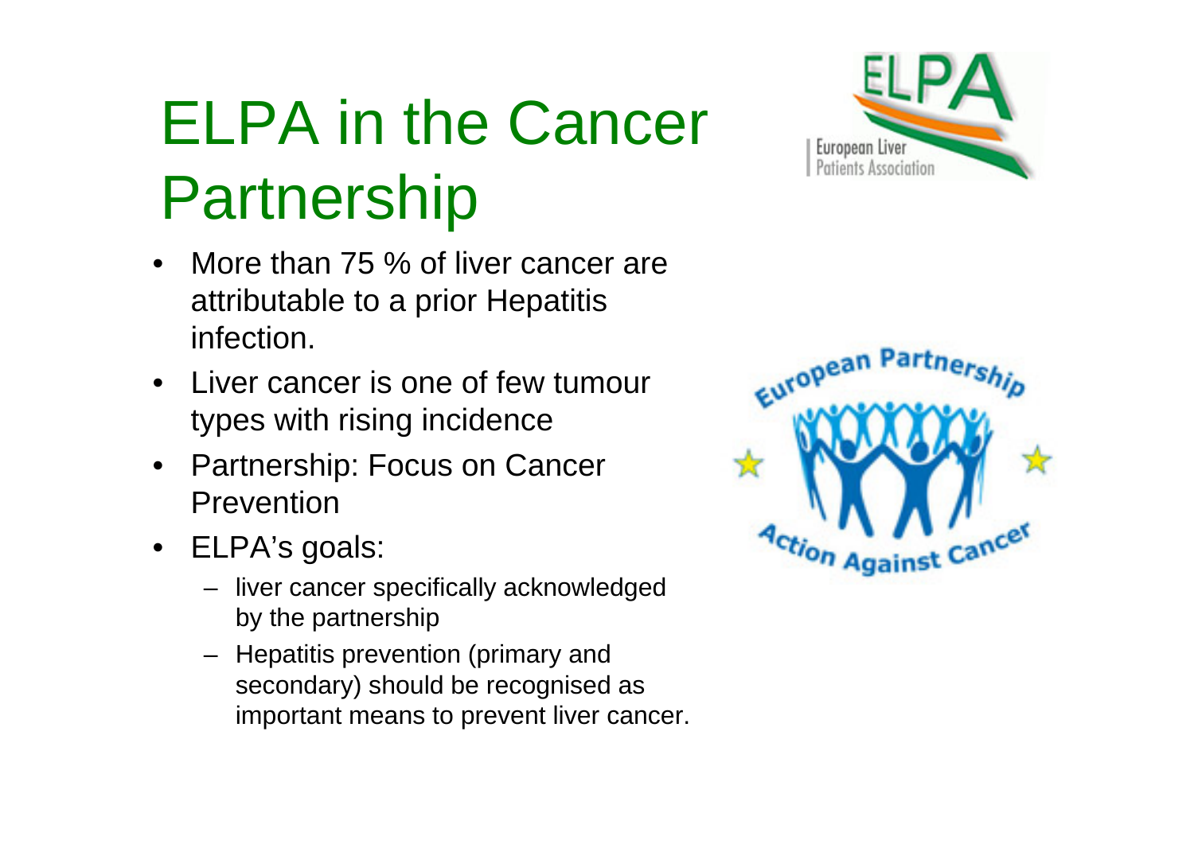# ELPA in the Cancer Partnership

- More than 75 % of liver cancer are attributable to a prior Hepatitis infection.
- Liver cancer is one of few tumour types with rising incidence
- Partnership: Focus on Cancer Prevention
- ELPA's goals:
  - liver cancer specifically acknowledged by the partnership
  - Hepatitis prevention (primary and secondary) should be recognised as important means to prevent liver cancer.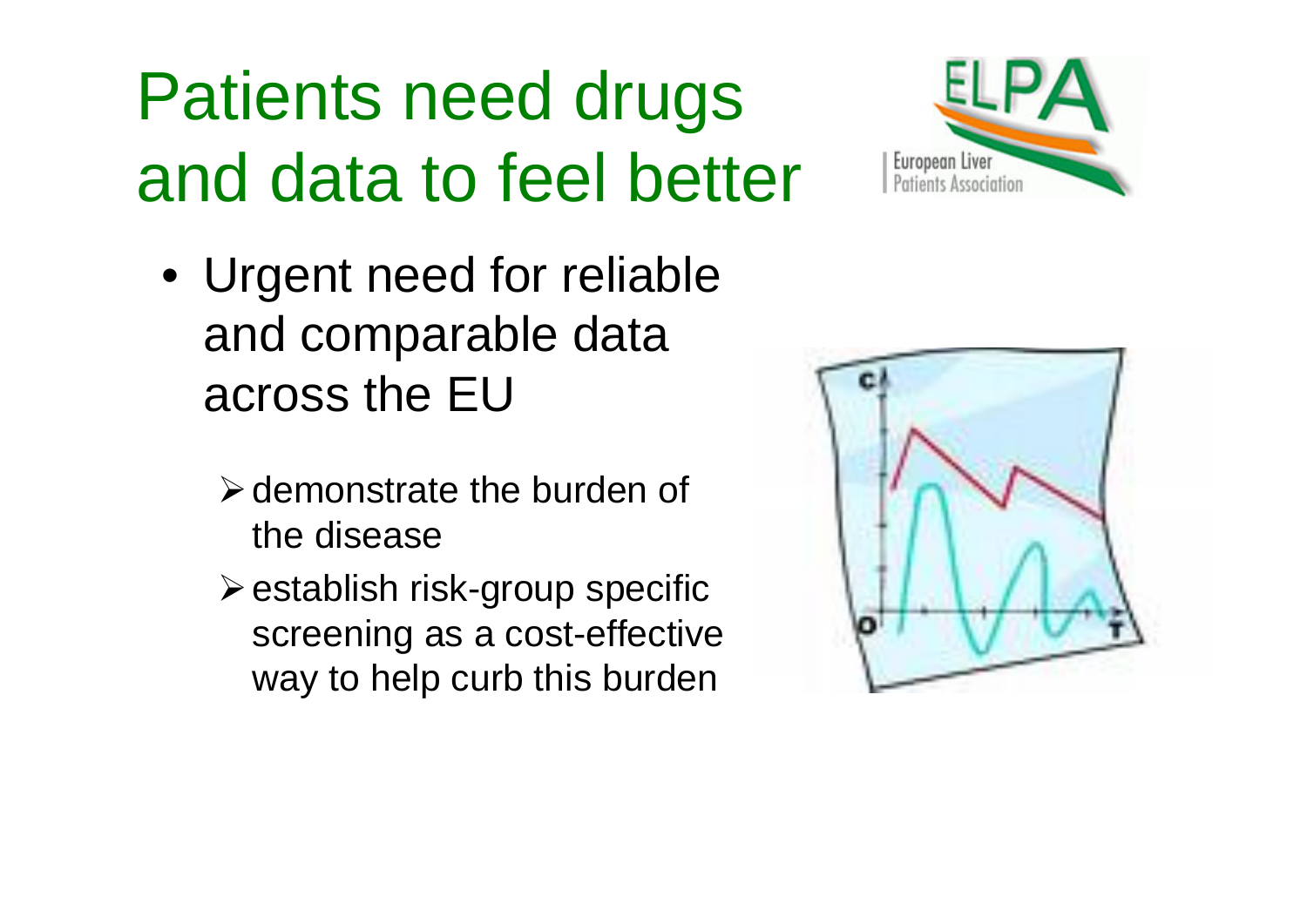# Patients need drugs and data to feel better

- Urgent need for reliable and comparable data across the EU
  - demonstrate the burden of the disease
  - establish risk-group specific screening as a cost-effective way to help curb this burden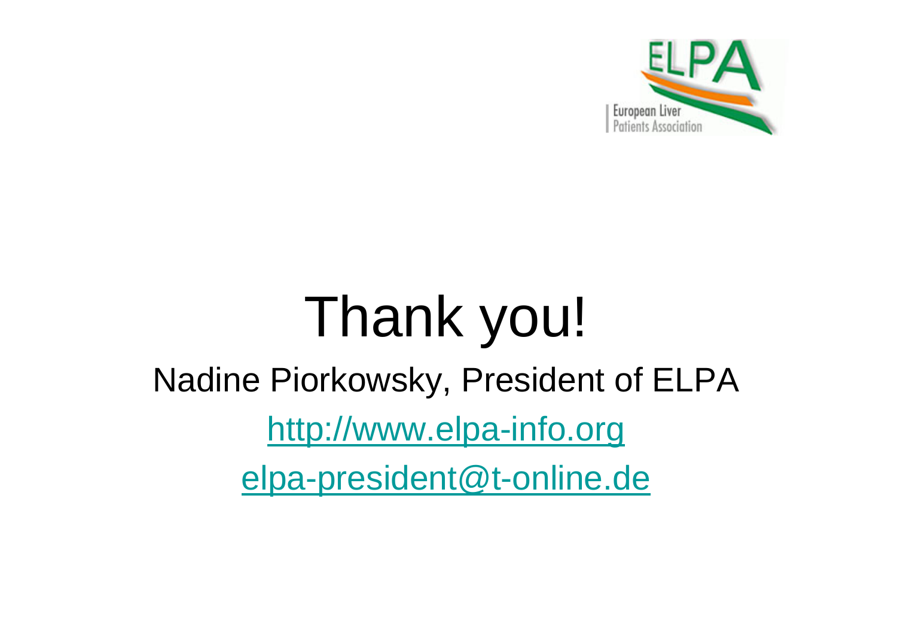# Thank you!

Nadine Piorkowsky, President of ELPA

http://www.elpa-info.org

elpa-president@t-online.de